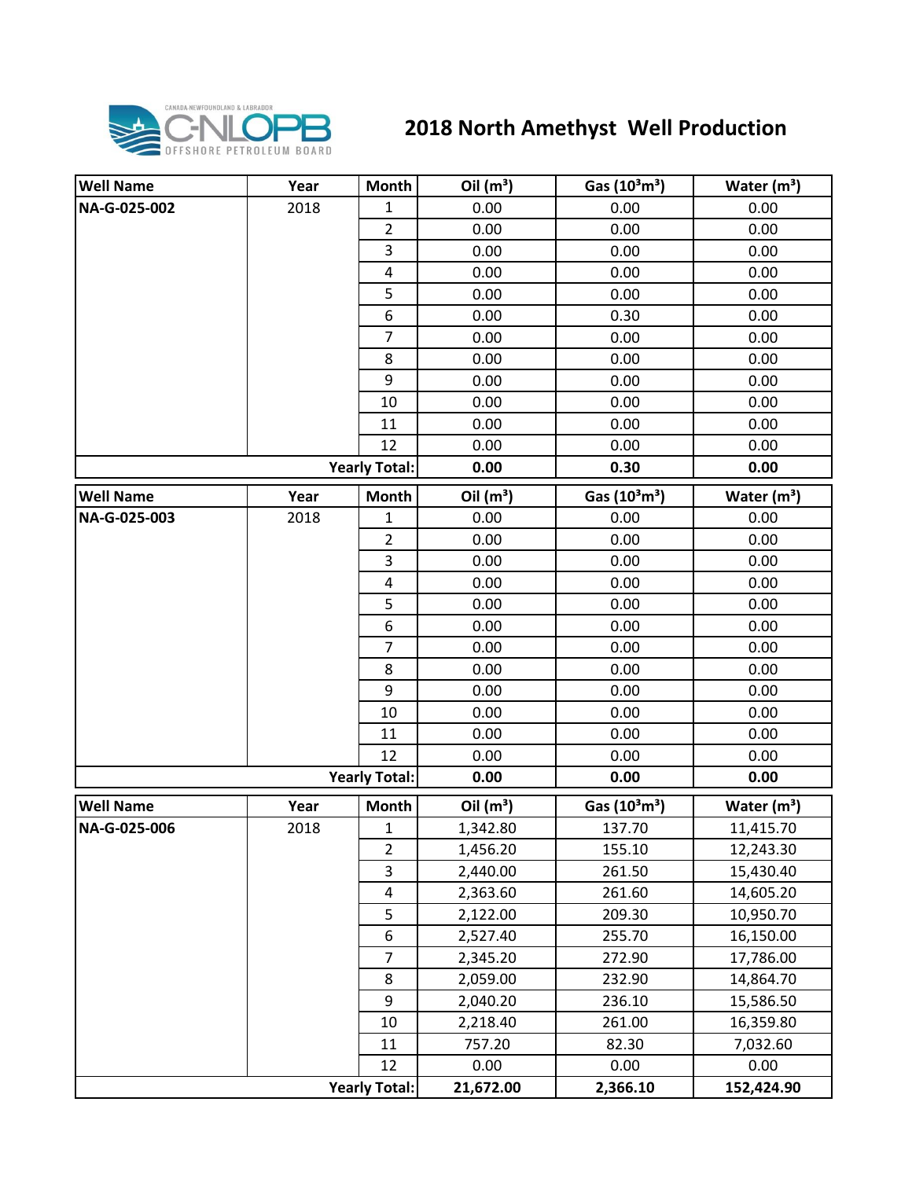# 2018 North Amethyst Well Production

| Well Name | Year | Month | Oil ($m^3$) | Gas ($10^3m^3$) | Water ($m^3$) |
|---|---|---|---|---|---|
| NA-G-025-002 | 2018 | 1 | 0.00 | 0.00 | 0.00 |
| | | 2 | 0.00 | 0.00 | 0.00 |
| | | 3 | 0.00 | 0.00 | 0.00 |
| | | 4 | 0.00 | 0.00 | 0.00 |
| | | 5 | 0.00 | 0.00 | 0.00 |
| | | 6 | 0.00 | 0.30 | 0.00 |
| | | 7 | 0.00 | 0.00 | 0.00 |
| | | 8 | 0.00 | 0.00 | 0.00 |
| | | 9 | 0.00 | 0.00 | 0.00 |
| | | 10 | 0.00 | 0.00 | 0.00 |
| | | 11 | 0.00 | 0.00 | 0.00 |
| | | 12 | 0.00 | 0.00 | 0.00 |
| | | **Yearly Total:** | **0.00** | **0.30** | **0.00** |

| Well Name | Year | Month | Oil ($m^3$) | Gas ($10^3m^3$) | Water ($m^3$) |
|---|---|---|---|---|---|
| NA-G-025-003 | 2018 | 1 | 0.00 | 0.00 | 0.00 |
| | | 2 | 0.00 | 0.00 | 0.00 |
| | | 3 | 0.00 | 0.00 | 0.00 |
| | | 4 | 0.00 | 0.00 | 0.00 |
| | | 5 | 0.00 | 0.00 | 0.00 |
| | | 6 | 0.00 | 0.00 | 0.00 |
| | | 7 | 0.00 | 0.00 | 0.00 |
| | | 8 | 0.00 | 0.00 | 0.00 |
| | | 9 | 0.00 | 0.00 | 0.00 |
| | | 10 | 0.00 | 0.00 | 0.00 |
| | | 11 | 0.00 | 0.00 | 0.00 |
| | | 12 | 0.00 | 0.00 | 0.00 |
| | | **Yearly Total:** | **0.00** | **0.00** | **0.00** |

| Well Name | Year | Month | Oil ($m^3$) | Gas ($10^3m^3$) | Water ($m^3$) |
|---|---|---|---|---|---|
| NA-G-025-006 | 2018 | 1 | 1,342.80 | 137.70 | 11,415.70 |
| | | 2 | 1,456.20 | 155.10 | 12,243.30 |
| | | 3 | 2,440.00 | 261.50 | 15,430.40 |
| | | 4 | 2,363.60 | 261.60 | 14,605.20 |
| | | 5 | 2,122.00 | 209.30 | 10,950.70 |
| | | 6 | 2,527.40 | 255.70 | 16,150.00 |
| | | 7 | 2,345.20 | 272.90 | 17,786.00 |
| | | 8 | 2,059.00 | 232.90 | 14,864.70 |
| | | 9 | 2,040.20 | 236.10 | 15,586.50 |
| | | 10 | 2,218.40 | 261.00 | 16,359.80 |
| | | 11 | 757.20 | 82.30 | 7,032.60 |
| | | 12 | 0.00 | 0.00 | 0.00 |
| | | **Yearly Total:** | **21,672.00** | **2,366.10** | **152,424.90** |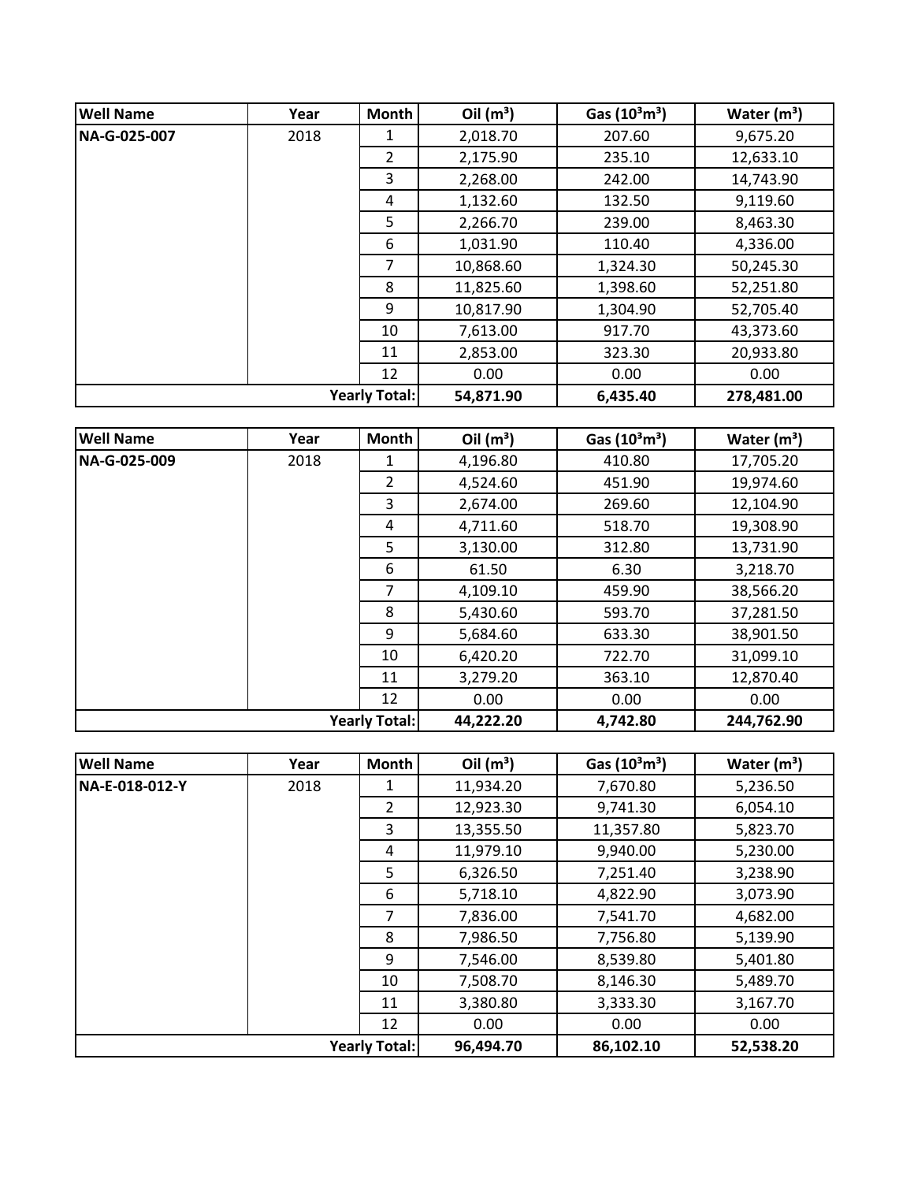| Well Name | Year | Month | Oil ($m^3$) | Gas ($10^3m^3$) | Water ($m^3$) |
|---|---|---|---|---|---|
| NA-G-025-007 | 2018 | 1 | 2,018.70 | 207.60 | 9,675.20 |
| | | 2 | 2,175.90 | 235.10 | 12,633.10 |
| | | 3 | 2,268.00 | 242.00 | 14,743.90 |
| | | 4 | 1,132.60 | 132.50 | 9,119.60 |
| | | 5 | 2,266.70 | 239.00 | 8,463.30 |
| | | 6 | 1,031.90 | 110.40 | 4,336.00 |
| | | 7 | 10,868.60 | 1,324.30 | 50,245.30 |
| | | 8 | 11,825.60 | 1,398.60 | 52,251.80 |
| | | 9 | 10,817.90 | 1,304.90 | 52,705.40 |
| | | 10 | 7,613.00 | 917.70 | 43,373.60 |
| | | 11 | 2,853.00 | 323.30 | 20,933.80 |
| | | 12 | 0.00 | 0.00 | 0.00 |
| | | **Yearly Total:** | **54,871.90** | **6,435.40** | **278,481.00** |

| Well Name | Year | Month | Oil ($m^3$) | Gas ($10^3m^3$) | Water ($m^3$) |
|---|---|---|---|---|---|
| NA-G-025-009 | 2018 | 1 | 4,196.80 | 410.80 | 17,705.20 |
| | | 2 | 4,524.60 | 451.90 | 19,974.60 |
| | | 3 | 2,674.00 | 269.60 | 12,104.90 |
| | | 4 | 4,711.60 | 518.70 | 19,308.90 |
| | | 5 | 3,130.00 | 312.80 | 13,731.90 |
| | | 6 | 61.50 | 6.30 | 3,218.70 |
| | | 7 | 4,109.10 | 459.90 | 38,566.20 |
| | | 8 | 5,430.60 | 593.70 | 37,281.50 |
| | | 9 | 5,684.60 | 633.30 | 38,901.50 |
| | | 10 | 6,420.20 | 722.70 | 31,099.10 |
| | | 11 | 3,279.20 | 363.10 | 12,870.40 |
| | | 12 | 0.00 | 0.00 | 0.00 |
| | | **Yearly Total:** | **44,222.20** | **4,742.80** | **244,762.90** |

| Well Name | Year | Month | Oil ($m^3$) | Gas ($10^3m^3$) | Water ($m^3$) |
|---|---|---|---|---|---|
| NA-E-018-012-Y | 2018 | 1 | 11,934.20 | 7,670.80 | 5,236.50 |
| | | 2 | 12,923.30 | 9,741.30 | 6,054.10 |
| | | 3 | 13,355.50 | 11,357.80 | 5,823.70 |
| | | 4 | 11,979.10 | 9,940.00 | 5,230.00 |
| | | 5 | 6,326.50 | 7,251.40 | 3,238.90 |
| | | 6 | 5,718.10 | 4,822.90 | 3,073.90 |
| | | 7 | 7,836.00 | 7,541.70 | 4,682.00 |
| | | 8 | 7,986.50 | 7,756.80 | 5,139.90 |
| | | 9 | 7,546.00 | 8,539.80 | 5,401.80 |
| | | 10 | 7,508.70 | 8,146.30 | 5,489.70 |
| | | 11 | 3,380.80 | 3,333.30 | 3,167.70 |
| | | 12 | 0.00 | 0.00 | 0.00 |
| | | **Yearly Total:** | **96,494.70** | **86,102.10** | **52,538.20** |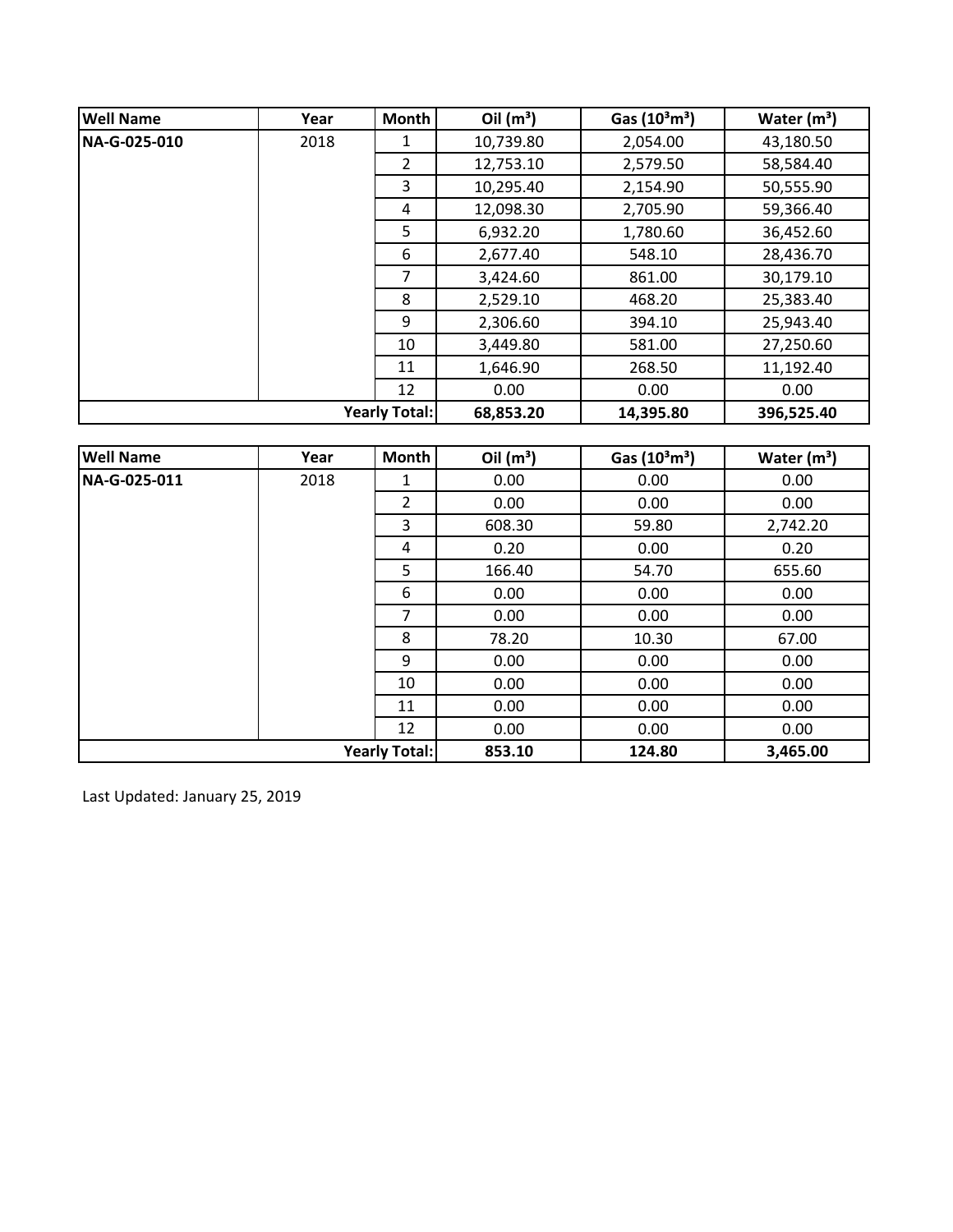| Well Name | Year | Month | Oil ($m^3$) | Gas ($10^3m^3$) | Water ($m^3$) |
|---|---|---|---|---|---|
| NA-G-025-010 | 2018 | 1 | 10,739.80 | 2,054.00 | 43,180.50 |
| | | 2 | 12,753.10 | 2,579.50 | 58,584.40 |
| | | 3 | 10,295.40 | 2,154.90 | 50,555.90 |
| | | 4 | 12,098.30 | 2,705.90 | 59,366.40 |
| | | 5 | 6,932.20 | 1,780.60 | 36,452.60 |
| | | 6 | 2,677.40 | 548.10 | 28,436.70 |
| | | 7 | 3,424.60 | 861.00 | 30,179.10 |
| | | 8 | 2,529.10 | 468.20 | 25,383.40 |
| | | 9 | 2,306.60 | 394.10 | 25,943.40 |
| | | 10 | 3,449.80 | 581.00 | 27,250.60 |
| | | 11 | 1,646.90 | 268.50 | 11,192.40 |
| | | 12 | 0.00 | 0.00 | 0.00 |
| | | **Yearly Total:** | **68,853.20** | **14,395.80** | **396,525.40** |

| Well Name | Year | Month | Oil ($m^3$) | Gas ($10^3m^3$) | Water ($m^3$) |
|---|---|---|---|---|---|
| NA-G-025-011 | 2018 | 1 | 0.00 | 0.00 | 0.00 |
| | | 2 | 0.00 | 0.00 | 0.00 |
| | | 3 | 608.30 | 59.80 | 2,742.20 |
| | | 4 | 0.20 | 0.00 | 0.20 |
| | | 5 | 166.40 | 54.70 | 655.60 |
| | | 6 | 0.00 | 0.00 | 0.00 |
| | | 7 | 0.00 | 0.00 | 0.00 |
| | | 8 | 78.20 | 10.30 | 67.00 |
| | | 9 | 0.00 | 0.00 | 0.00 |
| | | 10 | 0.00 | 0.00 | 0.00 |
| | | 11 | 0.00 | 0.00 | 0.00 |
| | | 12 | 0.00 | 0.00 | 0.00 |
| | | **Yearly Total:** | **853.10** | **124.80** | **3,465.00** |

Last Updated: January 25, 2019